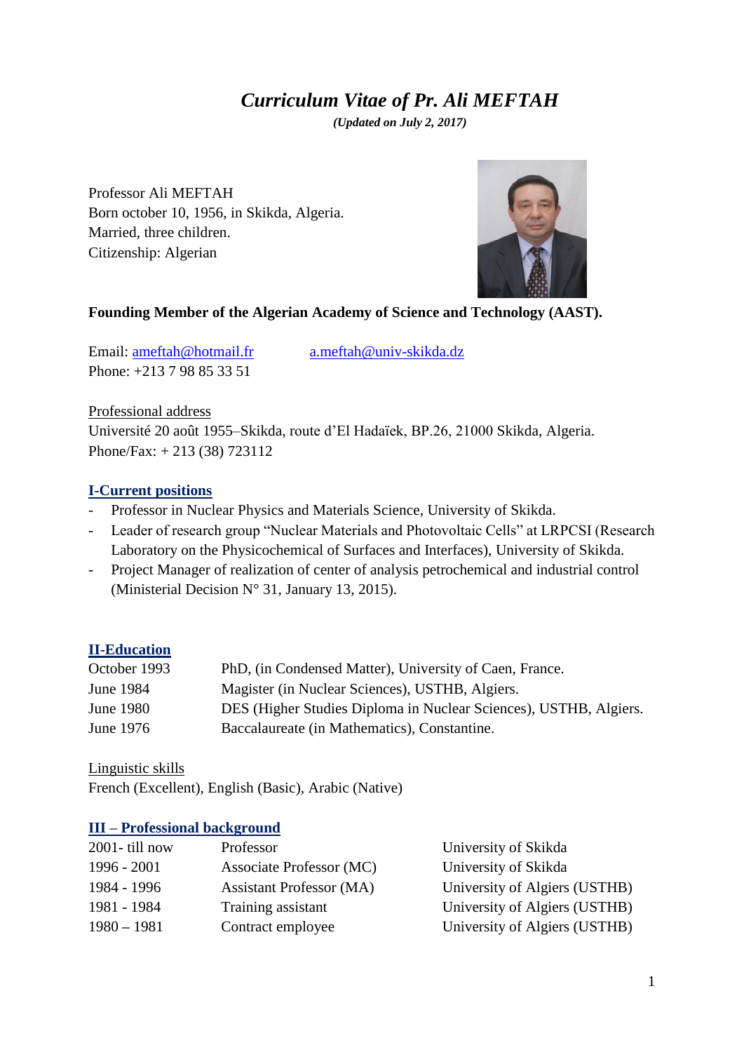# *Curriculum Vitae of Pr. Ali MEFTAH*

***(Updated on July 2, 2017)***

Professor Ali MEFTAH
Born october 10, 1956, in Skikda, Algeria.
Married, three children.
Citizenship: Algerian

**Founding Member of the Algerian Academy of Science and Technology (AAST).**

Email: ameftah@hotmail.fr    a.meftah@univ-skikda.dz
Phone: +213 7 98 85 33 51

Professional address
Université 20 août 1955–Skikda, route d'El Hadaïek, BP.26, 21000 Skikda, Algeria.
Phone/Fax: + 213 (38) 723112

## I-Current positions

- Professor in Nuclear Physics and Materials Science, University of Skikda.
- Leader of research group "Nuclear Materials and Photovoltaic Cells" at LRPCSI (Research Laboratory on the Physicochemical of Surfaces and Interfaces), University of Skikda.
- Project Manager of realization of center of analysis petrochemical and industrial control (Ministerial Decision N° 31, January 13, 2015).

## II-Education

| | |
|---|---|
| October 1993 | PhD, (in Condensed Matter), University of Caen, France. |
| June 1984 | Magister (in Nuclear Sciences), USTHB, Algiers. |
| June 1980 | DES (Higher Studies Diploma in Nuclear Sciences), USTHB, Algiers. |
| June 1976 | Baccalaureate (in Mathematics), Constantine. |

Linguistic skills
French (Excellent), English (Basic), Arabic (Native)

## III – Professional background

| | | |
|---|---|---|
| 2001- till now | Professor | University of Skikda |
| 1996 - 2001 | Associate Professor (MC) | University of Skikda |
| 1984 - 1996 | Assistant Professor (MA) | University of Algiers (USTHB) |
| 1981 - 1984 | Training assistant | University of Algiers (USTHB) |
| 1980 – 1981 | Contract employee | University of Algiers (USTHB) |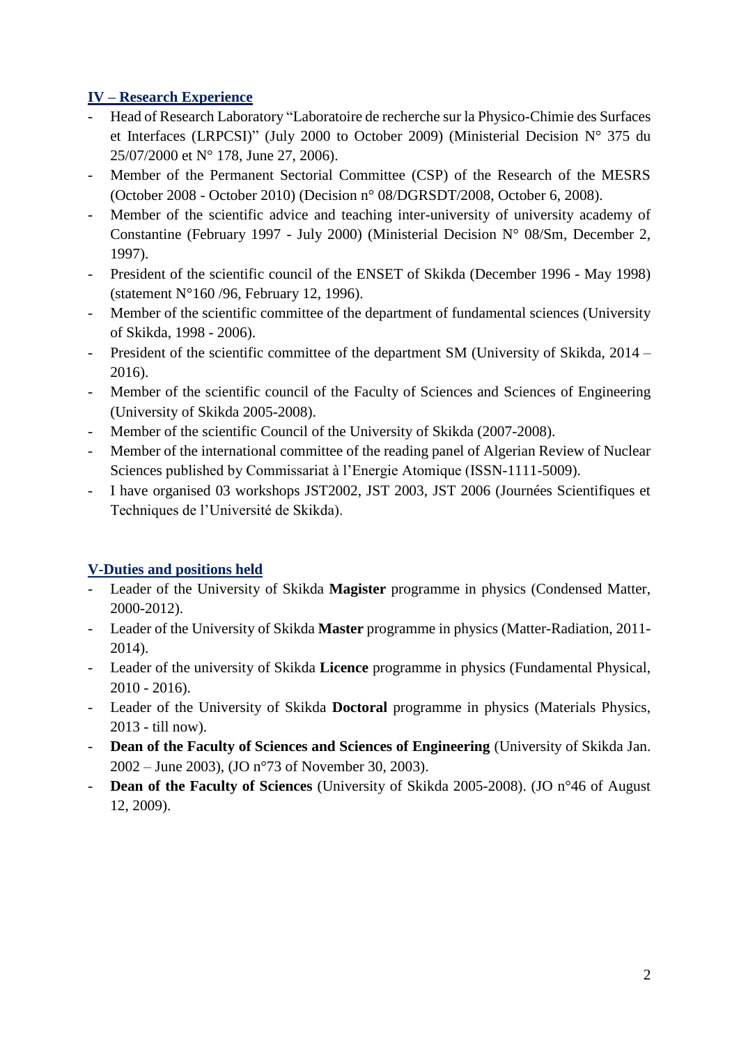## IV – Research Experience

- Head of Research Laboratory “Laboratoire de recherche sur la Physico-Chimie des Surfaces et Interfaces (LRPCSI)” (July 2000 to October 2009) (Ministerial Decision N° 375 du 25/07/2000 et N° 178, June 27, 2006).
- Member of the Permanent Sectorial Committee (CSP) of the Research of the MESRS (October 2008 - October 2010) (Decision n° 08/DGRSDT/2008, October 6, 2008).
- Member of the scientific advice and teaching inter-university of university academy of Constantine (February 1997 - July 2000) (Ministerial Decision N° 08/Sm, December 2, 1997).
- President of the scientific council of the ENSET of Skikda (December 1996 - May 1998) (statement N°160 /96, February 12, 1996).
- Member of the scientific committee of the department of fundamental sciences (University of Skikda, 1998 - 2006).
- President of the scientific committee of the department SM (University of Skikda, 2014 – 2016).
- Member of the scientific council of the Faculty of Sciences and Sciences of Engineering (University of Skikda 2005-2008).
- Member of the scientific Council of the University of Skikda (2007-2008).
- Member of the international committee of the reading panel of Algerian Review of Nuclear Sciences published by Commissariat à l’Energie Atomique (ISSN-1111-5009).
- I have organised 03 workshops JST2002, JST 2003, JST 2006 (Journées Scientifiques et Techniques de l’Université de Skikda).

## V-Duties and positions held

- Leader of the University of Skikda **Magister** programme in physics (Condensed Matter, 2000-2012).
- Leader of the University of Skikda **Master** programme in physics (Matter-Radiation, 2011-2014).
- Leader of the university of Skikda **Licence** programme in physics (Fundamental Physical, 2010 - 2016).
- Leader of the University of Skikda **Doctoral** programme in physics (Materials Physics, 2013 - till now).
- **Dean of the Faculty of Sciences and Sciences of Engineering** (University of Skikda Jan. 2002 – June 2003), (JO n°73 of November 30, 2003).
- **Dean of the Faculty of Sciences** (University of Skikda 2005-2008). (JO n°46 of August 12, 2009).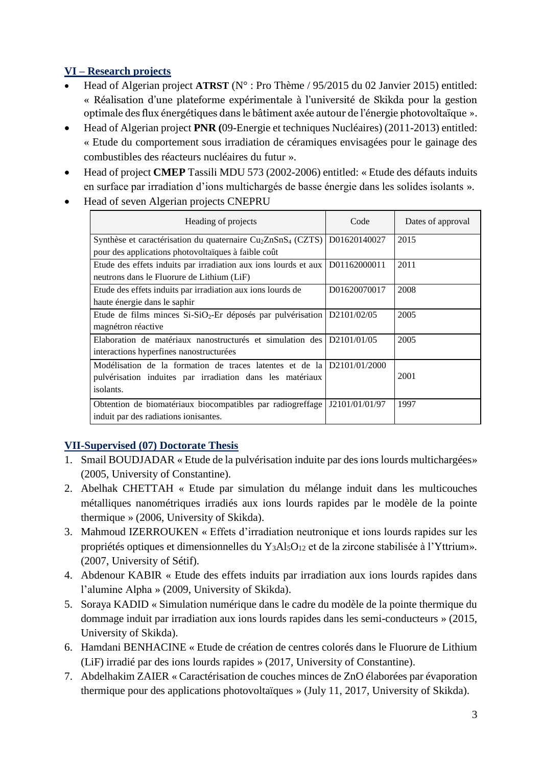## VI – Research projects

- Head of Algerian project **ATRST** (N° : Pro Thème / 95/2015 du 02 Janvier 2015) entitled: « Réalisation d'une plateforme expérimentale à l'université de Skikda pour la gestion optimale des flux énergétiques dans le bâtiment axée autour de l'énergie photovoltaïque ».
- Head of Algerian project **PNR (**09-Energie et techniques Nucléaires) (2011-2013) entitled: « Etude du comportement sous irradiation de céramiques envisagées pour le gainage des combustibles des réacteurs nucléaires du futur ».
- Head of project **CMEP** Tassili MDU 573 (2002-2006) entitled: « Etude des défauts induits en surface par irradiation d'ions multichargés de basse énergie dans les solides isolants ».
- Head of seven Algerian projects CNEPRU

| Heading of projects | Code | Dates of approval |
|---|---|---|
| Synthèse et caractérisation du quaternaire $Cu_2ZnSnS_4$ (CZTS) pour des applications photovoltaïques à faible coût | D01620140027 | 2015 |
| Etude des effets induits par irradiation aux ions lourds et aux neutrons dans le Fluorure de Lithium (LiF) | D01162000011 | 2011 |
| Etude des effets induits par irradiation aux ions lourds de haute énergie dans le saphir | D01620070017 | 2008 |
| Etude de films minces Si-$SiO_2$-Er déposés par pulvérisation magnétron réactive | D2101/02/05 | 2005 |
| Elaboration de matériaux nanostructurés et simulation des interactions hyperfines nanostructurées | D2101/01/05 | 2005 |
| Modélisation de la formation de traces latentes et de la pulvérisation induites par irradiation dans les matériaux isolants. | D2101/01/2000 | 2001 |
| Obtention de biomatériaux biocompatibles par radiogreffage induit par des radiations ionisantes. | J2101/01/01/97 | 1997 |

## VII-Supervised (07) Doctorate Thesis

1. Smail BOUDJADAR « Etude de la pulvérisation induite par des ions lourds multichargées» (2005, University of Constantine).
2. Abelhak CHETTAH « Etude par simulation du mélange induit dans les multicouches métalliques nanométriques irradiés aux ions lourds rapides par le modèle de la pointe thermique » (2006, University of Skikda).
3. Mahmoud IZERROUKEN « Effets d'irradiation neutronique et ions lourds rapides sur les propriétés optiques et dimensionnelles du $Y_3Al_5O_{12}$ et de la zircone stabilisée à l'Yttrium». (2007, University of Sétif).
4. Abdenour KABIR « Etude des effets induits par irradiation aux ions lourds rapides dans l'alumine Alpha » (2009, University of Skikda).
5. Soraya KADID « Simulation numérique dans le cadre du modèle de la pointe thermique du dommage induit par irradiation aux ions lourds rapides dans les semi-conducteurs » (2015, University of Skikda).
6. Hamdani BENHACINE « Etude de création de centres colorés dans le Fluorure de Lithium (LiF) irradié par des ions lourds rapides » (2017, University of Constantine).
7. Abdelhakim ZAIER « Caractérisation de couches minces de ZnO élaborées par évaporation thermique pour des applications photovoltaïques » (July 11, 2017, University of Skikda).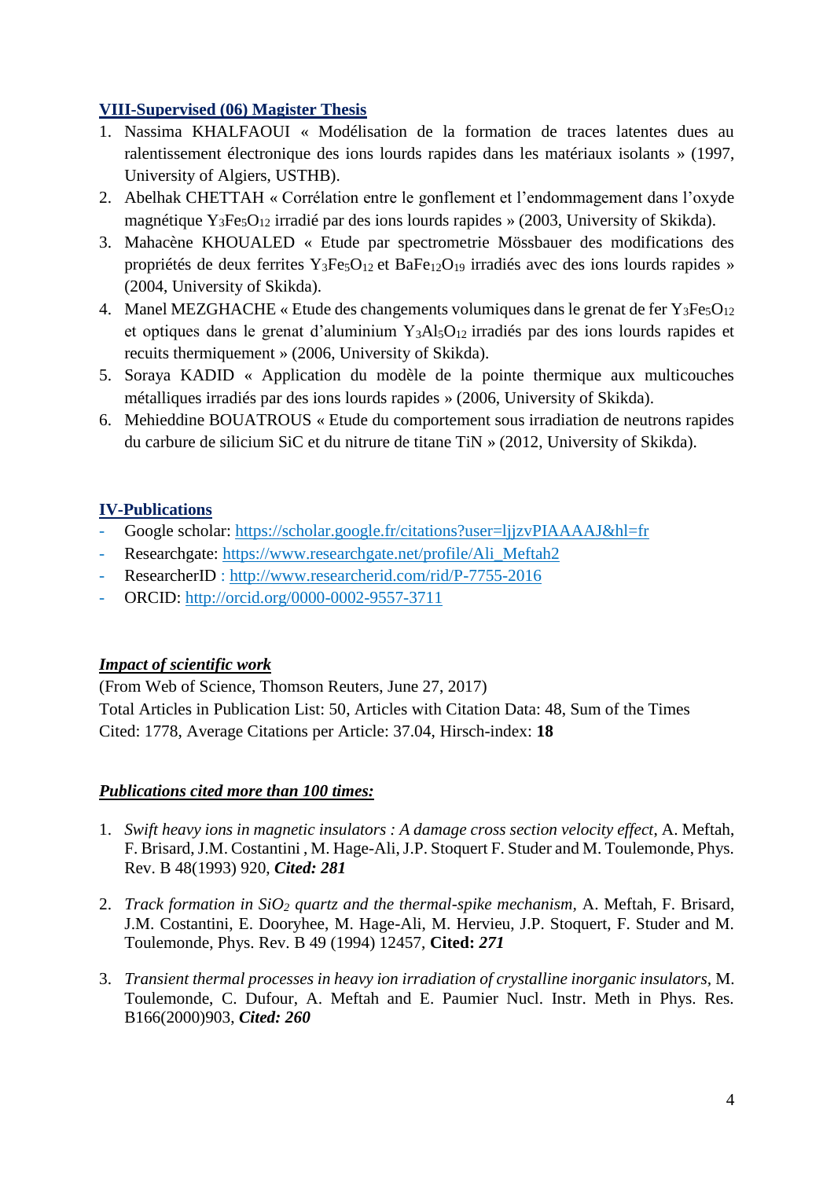## VIII-Supervised (06) Magister Thesis

1. Nassima KHALFAOUI « Modélisation de la formation de traces latentes dues au ralentissement électronique des ions lourds rapides dans les matériaux isolants » (1997, University of Algiers, USTHB).
2. Abelhak CHETTAH « Corrélation entre le gonflement et l'endommagement dans l'oxyde magnétique $Y_3Fe_5O_{12}$ irradié par des ions lourds rapides » (2003, University of Skikda).
3. Mahacène KHOUALED « Etude par spectrometrie Mössbauer des modifications des propriétés de deux ferrites $Y_3Fe_5O_{12}$ et $BaFe_{12}O_{19}$ irradiés avec des ions lourds rapides » (2004, University of Skikda).
4. Manel MEZGHACHE « Etude des changements volumiques dans le grenat de fer $Y_3Fe_5O_{12}$ et optiques dans le grenat d'aluminium $Y_3Al_5O_{12}$ irradiés par des ions lourds rapides et recuits thermiquement » (2006, University of Skikda).
5. Soraya KADID « Application du modèle de la pointe thermique aux multicouches métalliques irradiés par des ions lourds rapides » (2006, University of Skikda).
6. Mehieddine BOUATROUS « Etude du comportement sous irradiation de neutrons rapides du carbure de silicium SiC et du nitrure de titane TiN » (2012, University of Skikda).

## IV-Publications

- Google scholar: https://scholar.google.fr/citations?user=ljjzvPIAAAAJ&hl=fr
- Researchgate: https://www.researchgate.net/profile/Ali_Meftah2
- ResearcherID : http://www.researcherid.com/rid/P-7755-2016
- ORCID: http://orcid.org/0000-0002-9557-3711

***Impact of scientific work***

(From Web of Science, Thomson Reuters, June 27, 2017)
Total Articles in Publication List: 50, Articles with Citation Data: 48, Sum of the Times Cited: 1778, Average Citations per Article: 37.04, Hirsch-index: **18**

***Publications cited more than 100 times:***

1. *Swift heavy ions in magnetic insulators : A damage cross section velocity effect*, A. Meftah, F. Brisard, J.M. Costantini , M. Hage-Ali, J.P. Stoquert F. Studer and M. Toulemonde, Phys. Rev. B 48(1993) 920, ***Cited: 281***

2. *Track formation in $SiO_2$ quartz and the thermal-spike mechanism*, A. Meftah, F. Brisard, J.M. Costantini, E. Dooryhee, M. Hage-Ali, M. Hervieu, J.P. Stoquert, F. Studer and M. Toulemonde, Phys. Rev. B 49 (1994) 12457, **Cited:** ***271***

3. *Transient thermal processes in heavy ion irradiation of crystalline inorganic insulators,* M. Toulemonde, C. Dufour, A. Meftah and E. Paumier Nucl. Instr. Meth in Phys. Res. B166(2000)903, ***Cited: 260***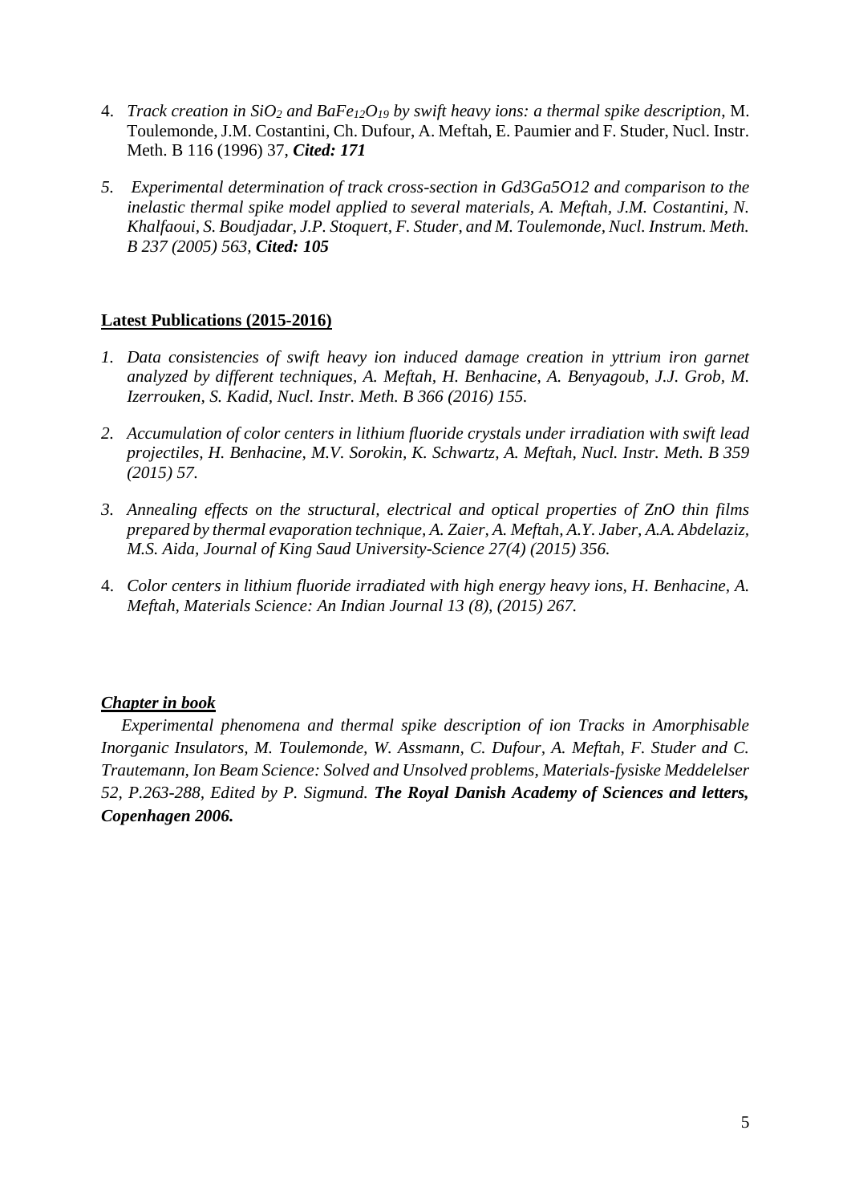4. *Track creation in $SiO_2$ and $BaFe_{12}O_{19}$ by swift heavy ions: a thermal spike description*, M. Toulemonde, J.M. Costantini, Ch. Dufour, A. Meftah, E. Paumier and F. Studer, Nucl. Instr. Meth. B 116 (1996) 37, ***Cited: 171***

5. *Experimental determination of track cross-section in Gd3Ga5O12 and comparison to the inelastic thermal spike model applied to several materials, A. Meftah, J.M. Costantini, N. Khalfaoui, S. Boudjadar, J.P. Stoquert, F. Studer, and M. Toulemonde, Nucl. Instrum. Meth. B 237 (2005) 563,* ***Cited: 105***

## Latest Publications (2015-2016)

1. *Data consistencies of swift heavy ion induced damage creation in yttrium iron garnet analyzed by different techniques, A. Meftah, H. Benhacine, A. Benyagoub, J.J. Grob, M. Izerrouken, S. Kadid, Nucl. Instr. Meth. B 366 (2016) 155.*

2. *Accumulation of color centers in lithium fluoride crystals under irradiation with swift lead projectiles, H. Benhacine, M.V. Sorokin, K. Schwartz, A. Meftah, Nucl. Instr. Meth. B 359 (2015) 57.*

3. *Annealing effects on the structural, electrical and optical properties of ZnO thin films prepared by thermal evaporation technique, A. Zaier, A. Meftah, A.Y. Jaber, A.A. Abdelaziz, M.S. Aida, Journal of King Saud University-Science 27(4) (2015) 356.*

4. *Color centers in lithium fluoride irradiated with high energy heavy ions, H. Benhacine, A. Meftah, Materials Science: An Indian Journal 13 (8), (2015) 267.*

### ***Chapter in book***

*Experimental phenomena and thermal spike description of ion Tracks in Amorphisable Inorganic Insulators, M. Toulemonde, W. Assmann, C. Dufour, A. Meftah, F. Studer and C. Trautemann, Ion Beam Science: Solved and Unsolved problems, Materials-fysiske Meddelelser 52, P.263-288, Edited by P. Sigmund.* ***The Royal Danish Academy of Sciences and letters, Copenhagen 2006.***